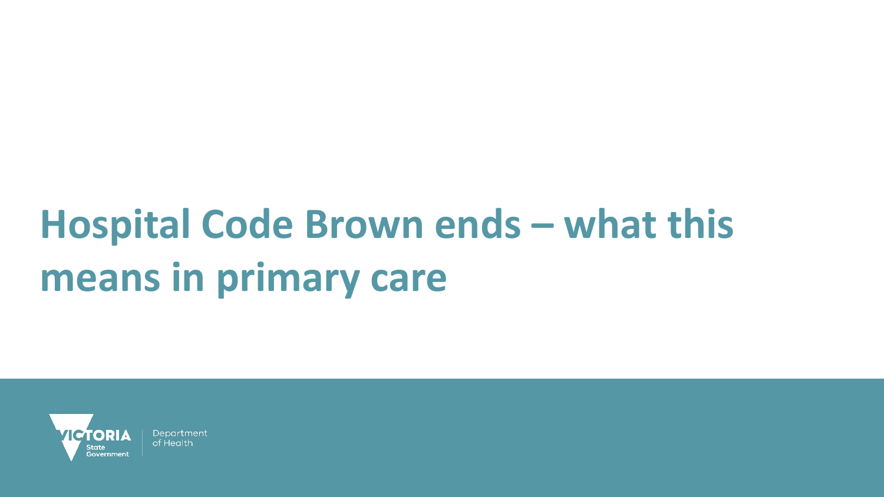# Hospital Code Brown ends – what this means in primary care

VICTORIA State Government | Department of Health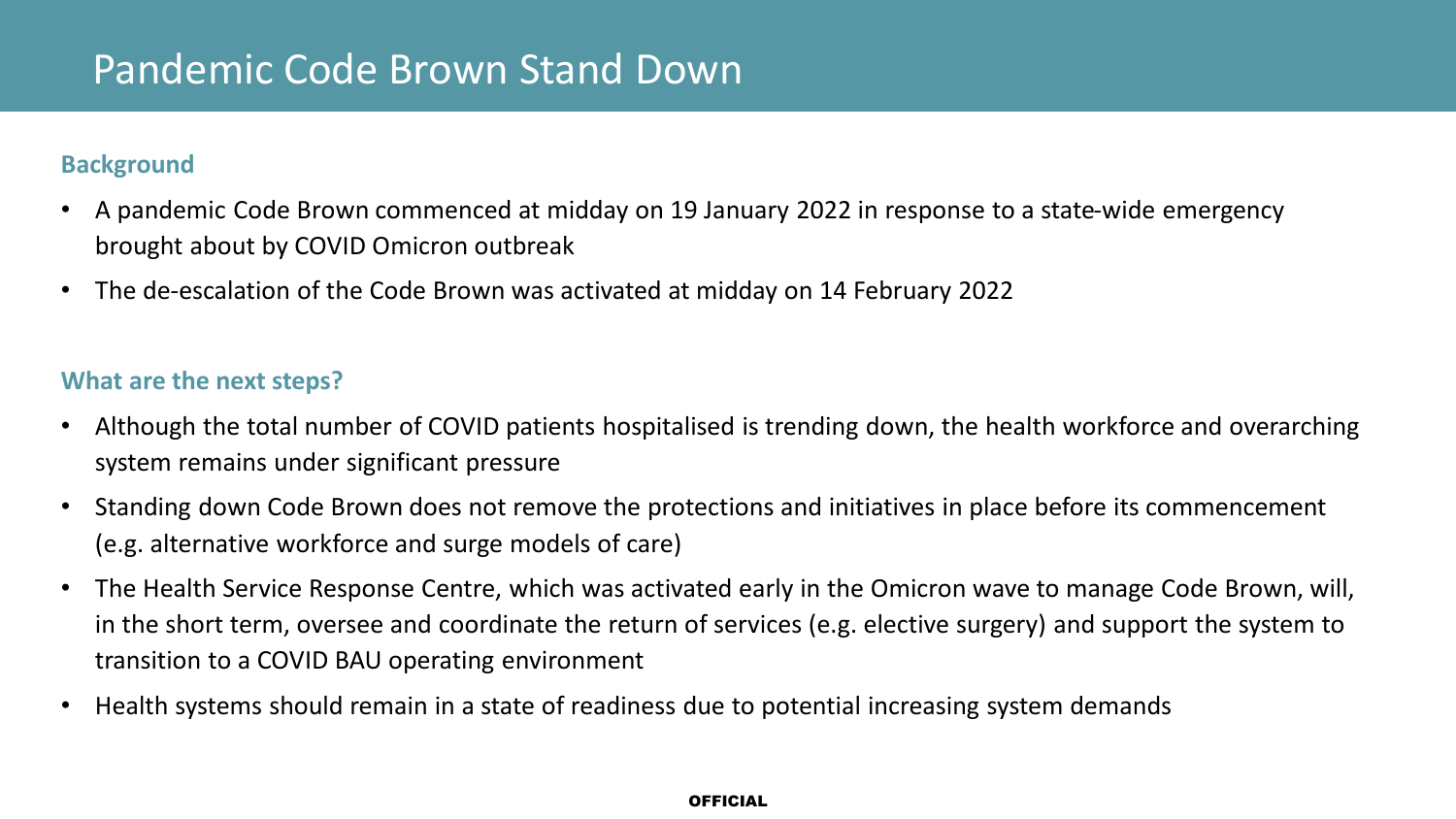# Pandemic Code Brown Stand Down

## Background

- A pandemic Code Brown commenced at midday on 19 January 2022 in response to a state-wide emergency brought about by COVID Omicron outbreak
- The de-escalation of the Code Brown was activated at midday on 14 February 2022

## What are the next steps?

- Although the total number of COVID patients hospitalised is trending down, the health workforce and overarching system remains under significant pressure
- Standing down Code Brown does not remove the protections and initiatives in place before its commencement (e.g. alternative workforce and surge models of care)
- The Health Service Response Centre, which was activated early in the Omicron wave to manage Code Brown, will, in the short term, oversee and coordinate the return of services (e.g. elective surgery) and support the system to transition to a COVID BAU operating environment
- Health systems should remain in a state of readiness due to potential increasing system demands

OFFICIAL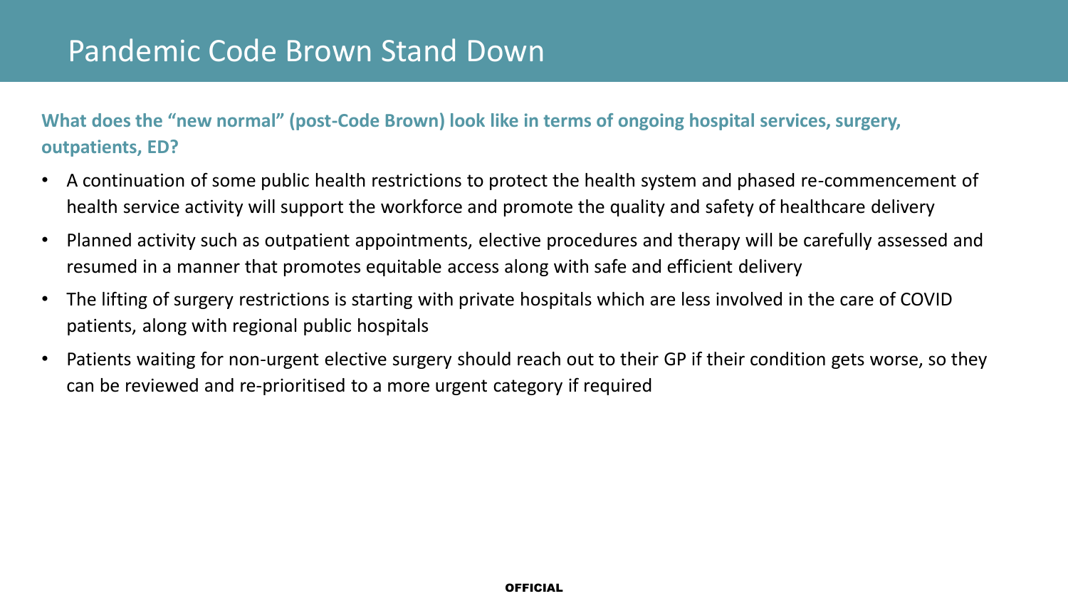# Pandemic Code Brown Stand Down

**What does the "new normal" (post-Code Brown) look like in terms of ongoing hospital services, surgery, outpatients, ED?**

- A continuation of some public health restrictions to protect the health system and phased re-commencement of health service activity will support the workforce and promote the quality and safety of healthcare delivery
- Planned activity such as outpatient appointments, elective procedures and therapy will be carefully assessed and resumed in a manner that promotes equitable access along with safe and efficient delivery
- The lifting of surgery restrictions is starting with private hospitals which are less involved in the care of COVID patients, along with regional public hospitals
- Patients waiting for non-urgent elective surgery should reach out to their GP if their condition gets worse, so they can be reviewed and re-prioritised to a more urgent category if required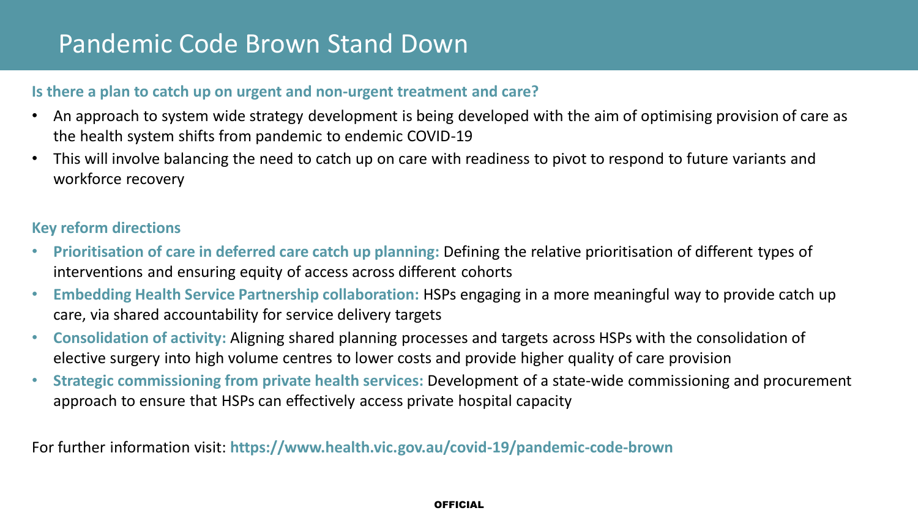# Pandemic Code Brown Stand Down

**Is there a plan to catch up on urgent and non-urgent treatment and care?**

- An approach to system wide strategy development is being developed with the aim of optimising provision of care as the health system shifts from pandemic to endemic COVID-19
- This will involve balancing the need to catch up on care with readiness to pivot to respond to future variants and workforce recovery

**Key reform directions**

- **Prioritisation of care in deferred care catch up planning:** Defining the relative prioritisation of different types of interventions and ensuring equity of access across different cohorts
- **Embedding Health Service Partnership collaboration:** HSPs engaging in a more meaningful way to provide catch up care, via shared accountability for service delivery targets
- **Consolidation of activity:** Aligning shared planning processes and targets across HSPs with the consolidation of elective surgery into high volume centres to lower costs and provide higher quality of care provision
- **Strategic commissioning from private health services:** Development of a state-wide commissioning and procurement approach to ensure that HSPs can effectively access private hospital capacity

For further information visit: **https://www.health.vic.gov.au/covid-19/pandemic-code-brown**

OFFICIAL